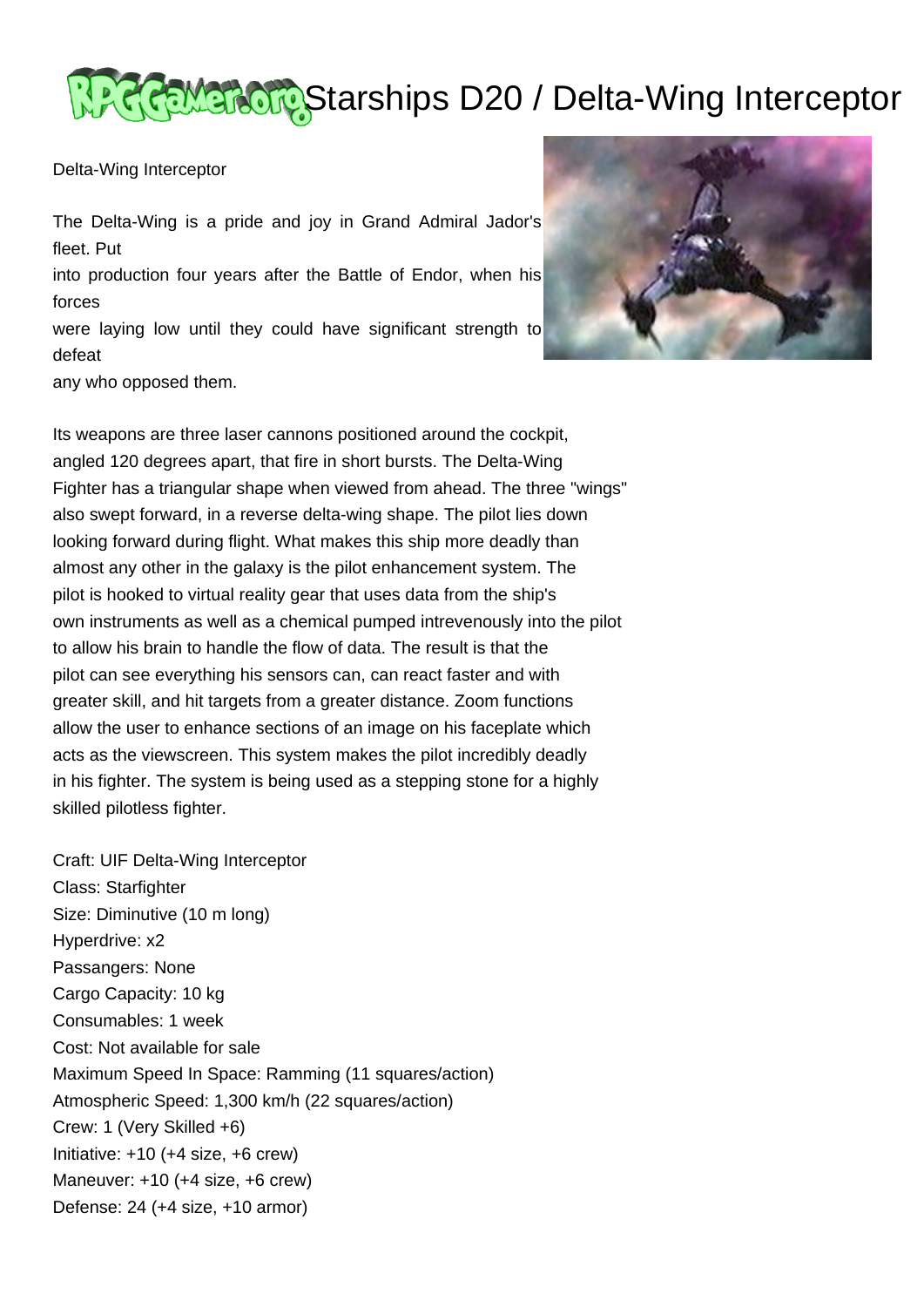# Starships D20 / Delta-Wing Interceptor

Delta-Wing Interceptor

The Delta-Wing is a pride and joy in Grand Admiral Jador's fleet. Put into production four years after the Battle of Endor, when his forces were laying low until they could have significant strength to defeat any who opposed them.

Its weapons are three laser cannons positioned around the cockpit, angled 120 degrees apart, that fire in short bursts. The Delta-Wing Fighter has a triangular shape when viewed from ahead. The three "wings" also swept forward, in a reverse delta-wing shape. The pilot lies down looking forward during flight. What makes this ship more deadly than almost any other in the galaxy is the pilot enhancement system. The pilot is hooked to virtual reality gear that uses data from the ship's own instruments as well as a chemical pumped intrevenously into the pilot to allow his brain to handle the flow of data. The result is that the pilot can see everything his sensors can, can react faster and with greater skill, and hit targets from a greater distance. Zoom functions allow the user to enhance sections of an image on his faceplate which acts as the viewscreen. This system makes the pilot incredibly deadly in his fighter. The system is being used as a stepping stone for a highly skilled pilotless fighter.

Craft: UIF Delta-Wing Interceptor
Class: Starfighter
Size: Diminutive (10 m long)
Hyperdrive: x2
Passangers: None
Cargo Capacity: 10 kg
Consumables: 1 week
Cost: Not available for sale
Maximum Speed In Space: Ramming (11 squares/action)
Atmospheric Speed: 1,300 km/h (22 squares/action)
Crew: 1 (Very Skilled +6)
Initiative: +10 (+4 size, +6 crew)
Maneuver: +10 (+4 size, +6 crew)
Defense: 24 (+4 size, +10 armor)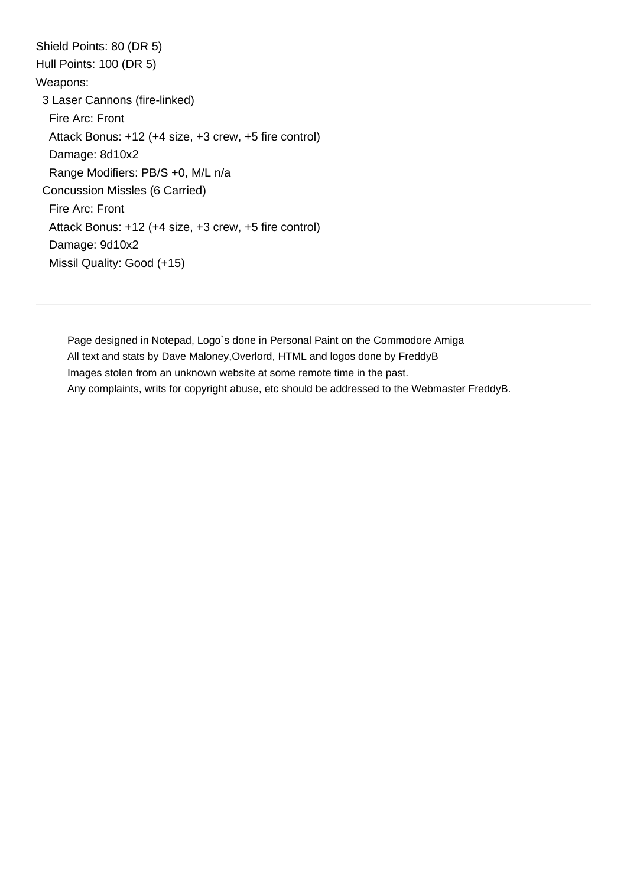Shield Points: 80 (DR 5)
Hull Points: 100 (DR 5)
Weapons:

- 3 Laser Cannons (fire-linked)
  - Fire Arc: Front
  - Attack Bonus: +12 (+4 size, +3 crew, +5 fire control)
  - Damage: 8d10x2
  - Range Modifiers: PB/S +0, M/L n/a
- Concussion Missles (6 Carried)
  - Fire Arc: Front
  - Attack Bonus: +12 (+4 size, +3 crew, +5 fire control)
  - Damage: 9d10x2
  - Missil Quality: Good (+15)

---

Page designed in Notepad, Logo`s done in Personal Paint on the Commodore Amiga
All text and stats by Dave Maloney,Overlord, HTML and logos done by FreddyB
Images stolen from an unknown website at some remote time in the past.
Any complaints, writs for copyright abuse, etc should be addressed to the Webmaster FreddyB.